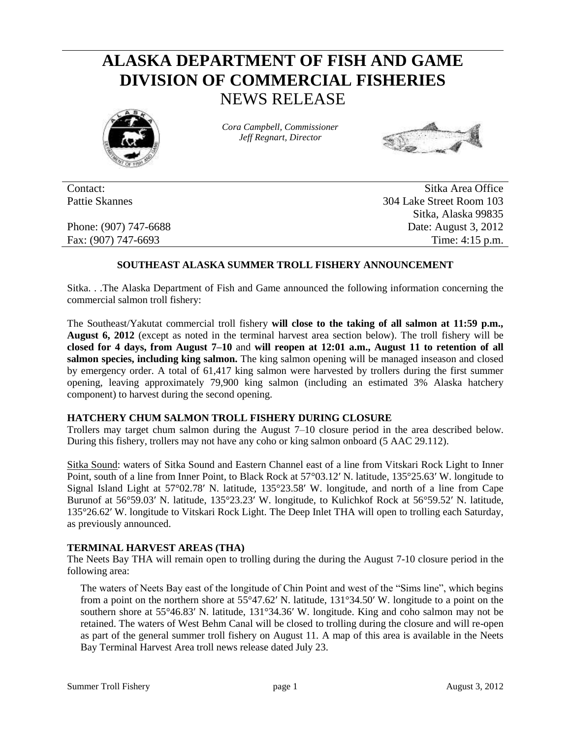# ALASKA DEPARTMENT OF FISH AND GAME
# DIVISION OF COMMERCIAL FISHERIES
## NEWS RELEASE

*Cora Campbell, Commissioner*
*Jeff Regnart, Director*

| | |
|---|---|
| Contact: | Sitka Area Office |
| Pattie Skannes | 304 Lake Street Room 103 |
| | Sitka, Alaska 99835 |
| Phone: (907) 747-6688 | Date: August 3, 2012 |
| Fax: (907) 747-6693 | Time: 4:15 p.m. |

### SOUTHEAST ALASKA SUMMER TROLL FISHERY ANNOUNCEMENT

Sitka. . .The Alaska Department of Fish and Game announced the following information concerning the commercial salmon troll fishery:

The Southeast/Yakutat commercial troll fishery **will close to the taking of all salmon at 11:59 p.m., August 6, 2012** (except as noted in the terminal harvest area section below). The troll fishery will be **closed for 4 days, from August 7–10** and **will reopen at 12:01 a.m., August 11 to retention of all salmon species, including king salmon.** The king salmon opening will be managed inseason and closed by emergency order. A total of 61,417 king salmon were harvested by trollers during the first summer opening, leaving approximately 79,900 king salmon (including an estimated 3% Alaska hatchery component) to harvest during the second opening.

**HATCHERY CHUM SALMON TROLL FISHERY DURING CLOSURE**

Trollers may target chum salmon during the August 7–10 closure period in the area described below. During this fishery, trollers may not have any coho or king salmon onboard (5 AAC 29.112).

Sitka Sound: waters of Sitka Sound and Eastern Channel east of a line from Vitskari Rock Light to Inner Point, south of a line from Inner Point, to Black Rock at 57°03.12′ N. latitude, 135°25.63′ W. longitude to Signal Island Light at 57°02.78′ N. latitude, 135°23.58′ W. longitude, and north of a line from Cape Burunof at 56°59.03′ N. latitude, 135°23.23′ W. longitude, to Kulichkof Rock at 56°59.52′ N. latitude, 135°26.62′ W. longitude to Vitskari Rock Light. The Deep Inlet THA will open to trolling each Saturday, as previously announced.

**TERMINAL HARVEST AREAS (THA)**

The Neets Bay THA will remain open to trolling during the during the August 7-10 closure period in the following area:

> The waters of Neets Bay east of the longitude of Chin Point and west of the "Sims line", which begins from a point on the northern shore at 55°47.62′ N. latitude, 131°34.50′ W. longitude to a point on the southern shore at 55°46.83′ N. latitude, 131°34.36′ W. longitude. King and coho salmon may not be retained. The waters of West Behm Canal will be closed to trolling during the closure and will re-open as part of the general summer troll fishery on August 11. A map of this area is available in the Neets Bay Terminal Harvest Area troll news release dated July 23.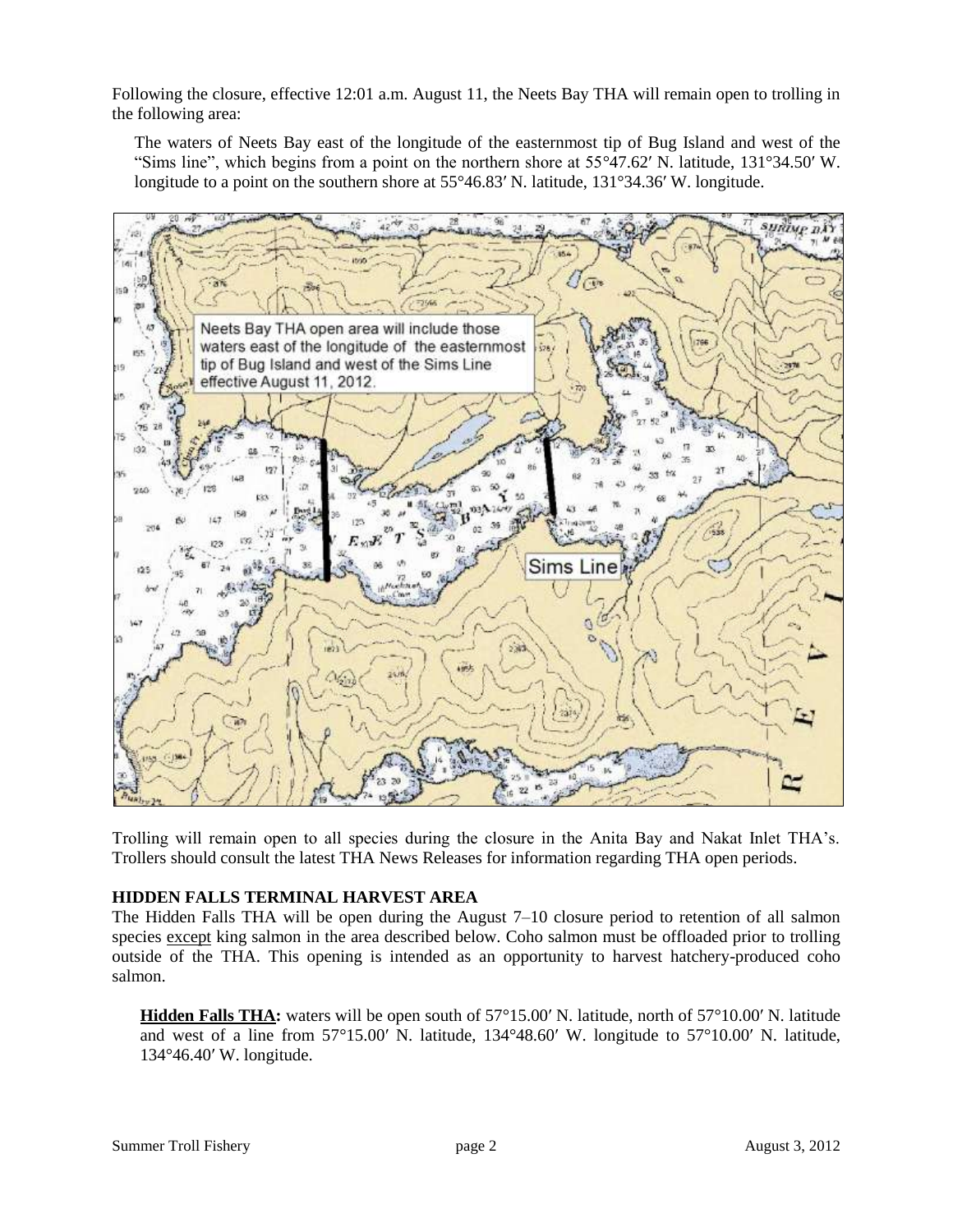Following the closure, effective 12:01 a.m. August 11, the Neets Bay THA will remain open to trolling in the following area:

> The waters of Neets Bay east of the longitude of the easternmost tip of Bug Island and west of the "Sims line", which begins from a point on the northern shore at 55°47.62′ N. latitude, 131°34.50′ W. longitude to a point on the southern shore at 55°46.83′ N. latitude, 131°34.36′ W. longitude.

Trolling will remain open to all species during the closure in the Anita Bay and Nakat Inlet THA's. Trollers should consult the latest THA News Releases for information regarding THA open periods.

**HIDDEN FALLS TERMINAL HARVEST AREA**

The Hidden Falls THA will be open during the August 7–10 closure period to retention of all salmon species except king salmon in the area described below. Coho salmon must be offloaded prior to trolling outside of the THA. This opening is intended as an opportunity to harvest hatchery-produced coho salmon.

> **Hidden Falls THA:** waters will be open south of 57°15.00′ N. latitude, north of 57°10.00′ N. latitude and west of a line from 57°15.00′ N. latitude, 134°48.60′ W. longitude to 57°10.00′ N. latitude, 134°46.40′ W. longitude.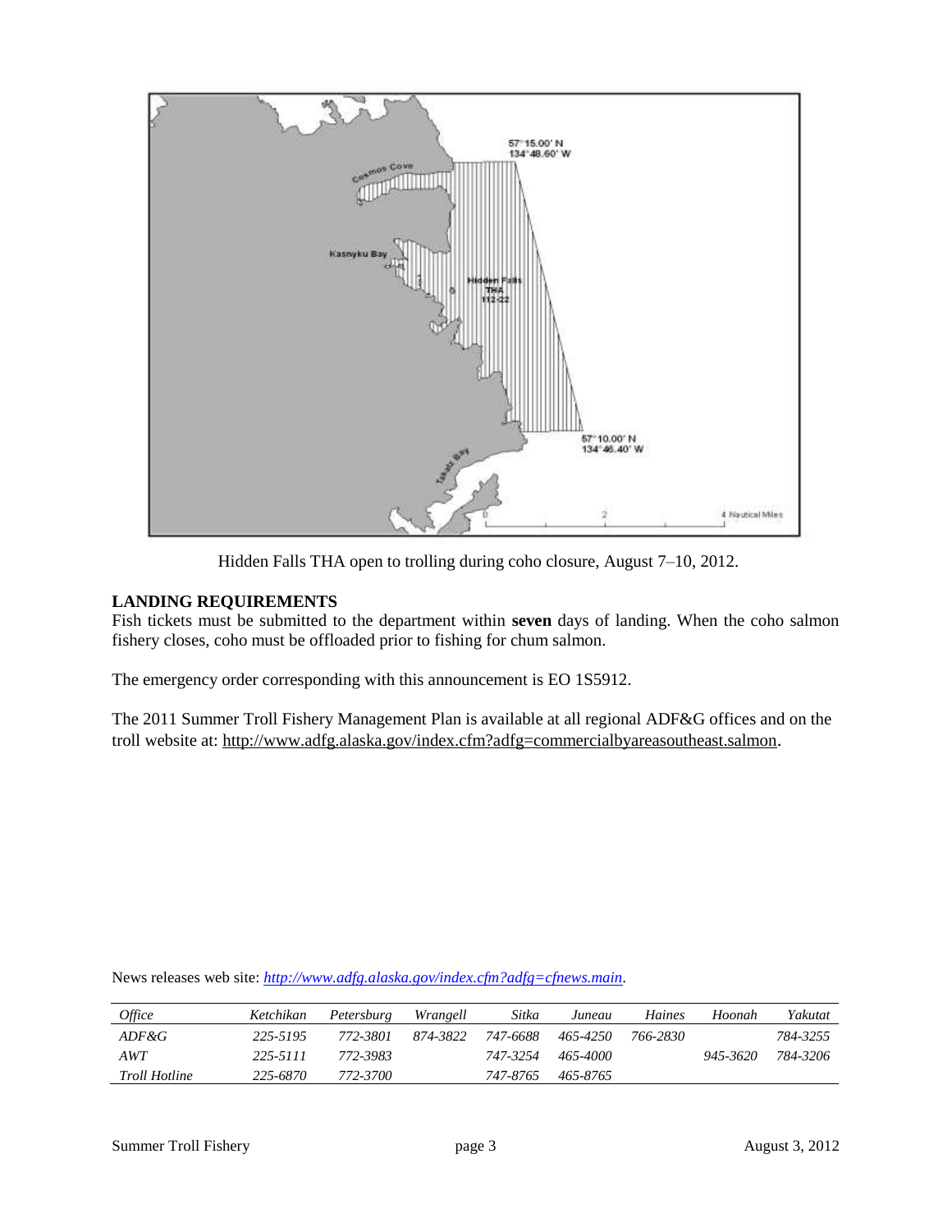Hidden Falls THA open to trolling during coho closure, August 7–10, 2012.

## LANDING REQUIREMENTS

Fish tickets must be submitted to the department within **seven** days of landing. When the coho salmon fishery closes, coho must be offloaded prior to fishing for chum salmon.

The emergency order corresponding with this announcement is EO 1S5912.

The 2011 Summer Troll Fishery Management Plan is available at all regional ADF&G offices and on the troll website at: http://www.adfg.alaska.gov/index.cfm?adfg=commercialbyareasoutheast.salmon.

News releases web site: *http://www.adfg.alaska.gov/index.cfm?adfg=cfnews.main*.

| *Office* | *Ketchikan* | *Petersburg* | *Wrangell* | *Sitka* | *Juneau* | *Haines* | *Hoonah* | *Yakutat* |
|---|---|---|---|---|---|---|---|---|
| *ADF&G* | *225-5195* | *772-3801* | *874-3822* | *747-6688* | *465-4250* | *766-2830* | | *784-3255* |
| *AWT* | *225-5111* | *772-3983* | | *747-3254* | *465-4000* | | *945-3620* | *784-3206* |
| *Troll Hotline* | *225-6870* | *772-3700* | | *747-8765* | *465-8765* | | | |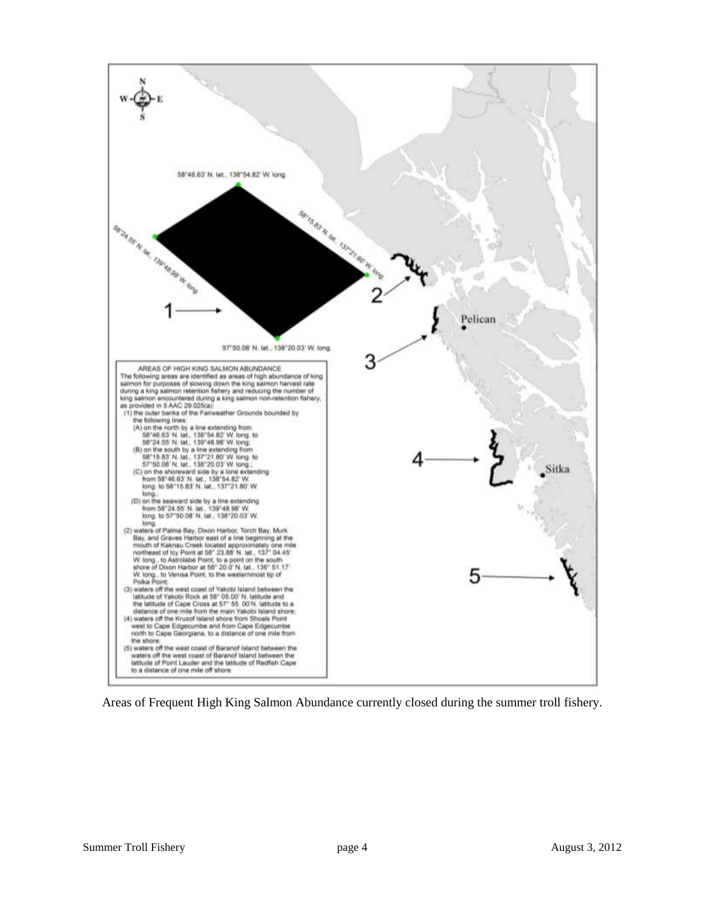58°46.63' N. lat., 138°54.82' W. long.

58°24.55' N. lat., 139°48.98' W. long.

58°15.83' N. lat., 137°21.80' W. long.

57°50.08' N. lat., 138°20.03' W. long.

1

2

3

4

5

Pelican

Sitka

N

W

E

S

AREAS OF HIGH KING SALMON ABUNDANCE

The following areas are identified as areas of high abundance of king salmon for purposes of slowing down the king salmon harvest rate during a king salmon retention fishery and reducing the number of king salmon encountered during a king salmon non-retention fishery, as provided in 5 AAC 29.025(a):

(1) the outer banks of the Fairweather Grounds bounded by the following lines:

(A) on the north by a line extending from 58°46.63' N. lat., 138°54.82' W. long. to 58°24.55' N. lat., 139°48.98' W. long;

(B) on the south by a line extending from 58°15.83' N. lat., 137°21.80' W. long. to 57°50.08' N. lat., 138°20.03' W. long.;

(C) on the shoreward side by a lone extending from 58°46.63' N. lat., 138°54.82' W. long. to 58°15.83' N. lat., 137°21.80' W. long.;

(D) on the seaward side by a line extending from 58°24.55' N. lat., 139°48.98' W. long. to 57°50.08' N. lat., 138°20.03' W. long.

(2) waters of Palma Bay, Dixon Harbor, Torch Bay, Murk Bay, and Graves Harbor east of a line beginning at the mouth of Kaknau Creek located approximately one mile northeast of Icy Point at 58° 23.88' N. lat., 137° 04.45' W. long., to Astrolabe Point, to a point on the south shore of Dixon Harbor at 58° 20.0' N. lat., 136° 51.17' W. long., to Venisa Point, to the westernmost tip of Polka Point;

(3) waters off the west coast of Yakobi Island between the latitude of Yakobi Rock at 58° 05.00' N. latitude and the latitude of Cape Cross at 57° 55. 00'N. latitude to a distance of one mile from the main Yakobi Island shore;

(4) waters off the Kruzof Island shore from Shoals Point west to Cape Edgecumbe and from Cape Edgecumbe north to Cape Georgiana, to a distance of one mile from the shore;

(5) waters off the west coast of Baranof Island between the waters off the west coast of Baranof Island between the latitude of Point Lauder and the latitude of Redfish Cape to a distance of one mile off shore.

Areas of Frequent High King Salmon Abundance currently closed during the summer troll fishery.